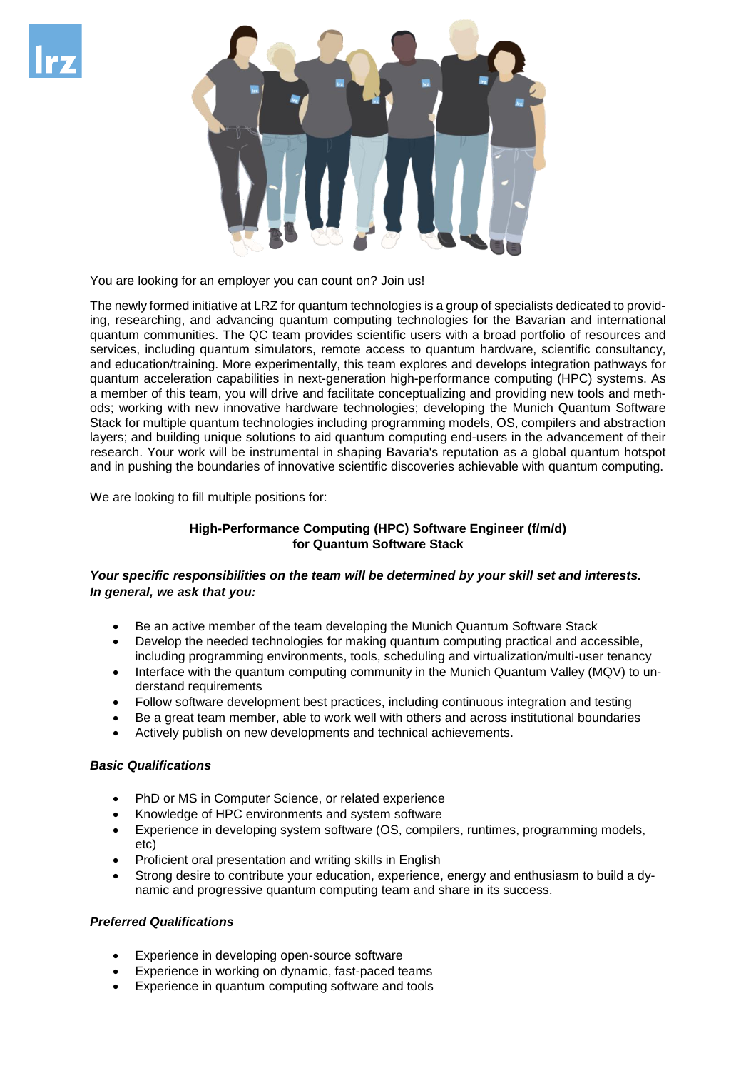You are looking for an employer you can count on? Join us!

The newly formed initiative at LRZ for quantum technologies is a group of specialists dedicated to providing, researching, and advancing quantum computing technologies for the Bavarian and international quantum communities. The QC team provides scientific users with a broad portfolio of resources and services, including quantum simulators, remote access to quantum hardware, scientific consultancy, and education/training. More experimentally, this team explores and develops integration pathways for quantum acceleration capabilities in next-generation high-performance computing (HPC) systems. As a member of this team, you will drive and facilitate conceptualizing and providing new tools and methods; working with new innovative hardware technologies; developing the Munich Quantum Software Stack for multiple quantum technologies including programming models, OS, compilers and abstraction layers; and building unique solutions to aid quantum computing end-users in the advancement of their research. Your work will be instrumental in shaping Bavaria's reputation as a global quantum hotspot and in pushing the boundaries of innovative scientific discoveries achievable with quantum computing.

We are looking to fill multiple positions for:

**High-Performance Computing (HPC) Software Engineer (f/m/d)**
**for Quantum Software Stack**

***Your specific responsibilities on the team will be determined by your skill set and interests. In general, we ask that you:***

- Be an active member of the team developing the Munich Quantum Software Stack
- Develop the needed technologies for making quantum computing practical and accessible, including programming environments, tools, scheduling and virtualization/multi-user tenancy
- Interface with the quantum computing community in the Munich Quantum Valley (MQV) to understand requirements
- Follow software development best practices, including continuous integration and testing
- Be a great team member, able to work well with others and across institutional boundaries
- Actively publish on new developments and technical achievements.

***Basic Qualifications***

- PhD or MS in Computer Science, or related experience
- Knowledge of HPC environments and system software
- Experience in developing system software (OS, compilers, runtimes, programming models, etc)
- Proficient oral presentation and writing skills in English
- Strong desire to contribute your education, experience, energy and enthusiasm to build a dynamic and progressive quantum computing team and share in its success.

***Preferred Qualifications***

- Experience in developing open-source software
- Experience in working on dynamic, fast-paced teams
- Experience in quantum computing software and tools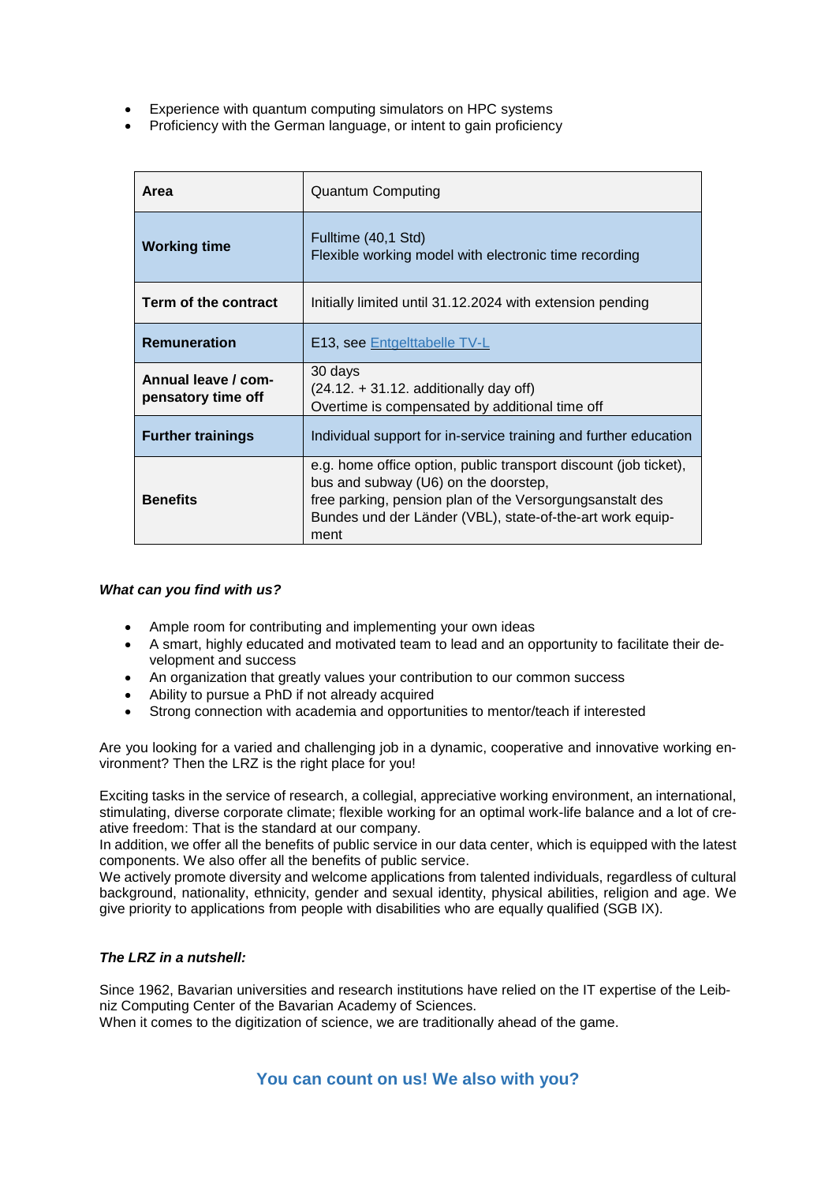- Experience with quantum computing simulators on HPC systems
- Proficiency with the German language, or intent to gain proficiency

| **Area** | Quantum Computing |
|---|---|
| **Working time** | Fulltime (40,1 Std)<br>Flexible working model with electronic time recording |
| **Term of the contract** | Initially limited until 31.12.2024 with extension pending |
| **Remuneration** | E13, see [Entgelttabelle TV-L]() |
| **Annual leave / compensatory time off** | 30 days<br>(24.12. + 31.12. additionally day off)<br>Overtime is compensated by additional time off |
| **Further trainings** | Individual support for in-service training and further education |
| **Benefits** | e.g. home office option, public transport discount (job ticket), bus and subway (U6) on the doorstep,<br>free parking, pension plan of the Versorgungsanstalt des Bundes und der Länder (VBL), state-of-the-art work equipment |

***What can you find with us?***

- Ample room for contributing and implementing your own ideas
- A smart, highly educated and motivated team to lead and an opportunity to facilitate their development and success
- An organization that greatly values your contribution to our common success
- Ability to pursue a PhD if not already acquired
- Strong connection with academia and opportunities to mentor/teach if interested

Are you looking for a varied and challenging job in a dynamic, cooperative and innovative working environment? Then the LRZ is the right place for you!

Exciting tasks in the service of research, a collegial, appreciative working environment, an international, stimulating, diverse corporate climate; flexible working for an optimal work-life balance and a lot of creative freedom: That is the standard at our company.
In addition, we offer all the benefits of public service in our data center, which is equipped with the latest components. We also offer all the benefits of public service.
We actively promote diversity and welcome applications from talented individuals, regardless of cultural background, nationality, ethnicity, gender and sexual identity, physical abilities, religion and age. We give priority to applications from people with disabilities who are equally qualified (SGB IX).

***The LRZ in a nutshell:***

Since 1962, Bavarian universities and research institutions have relied on the IT expertise of the Leibniz Computing Center of the Bavarian Academy of Sciences.
When it comes to the digitization of science, we are traditionally ahead of the game.

**You can count on us! We also with you?**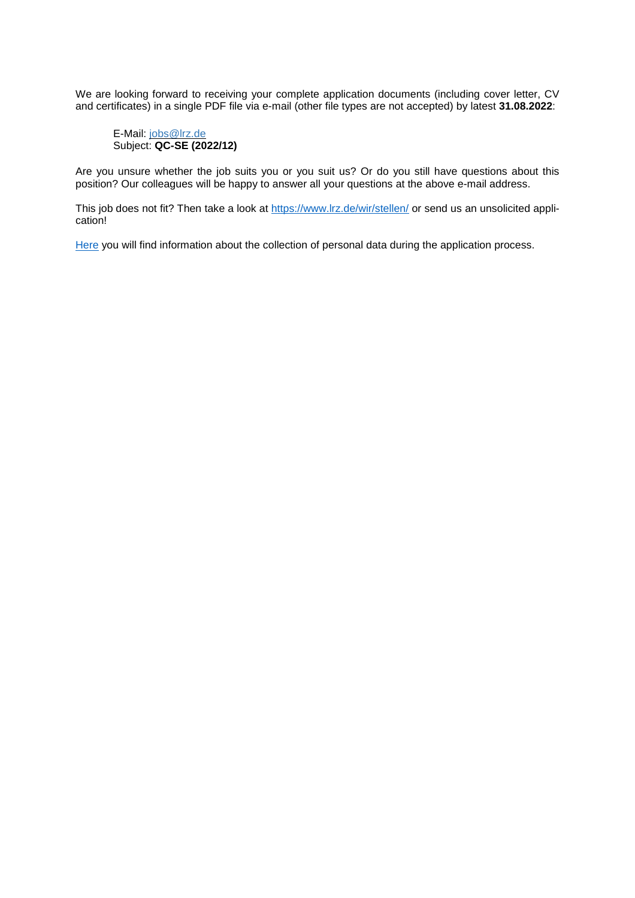We are looking forward to receiving your complete application documents (including cover letter, CV and certificates) in a single PDF file via e-mail (other file types are not accepted) by latest **31.08.2022**:

E-Mail: [jobs@lrz.de](mailto:jobs@lrz.de)
Subject: **QC-SE (2022/12)**

Are you unsure whether the job suits you or you suit us? Or do you still have questions about this position? Our colleagues will be happy to answer all your questions at the above e-mail address.

This job does not fit? Then take a look at [https://www.lrz.de/wir/stellen/](https://www.lrz.de/wir/stellen/) or send us an unsolicited application!

Here you will find information about the collection of personal data during the application process.